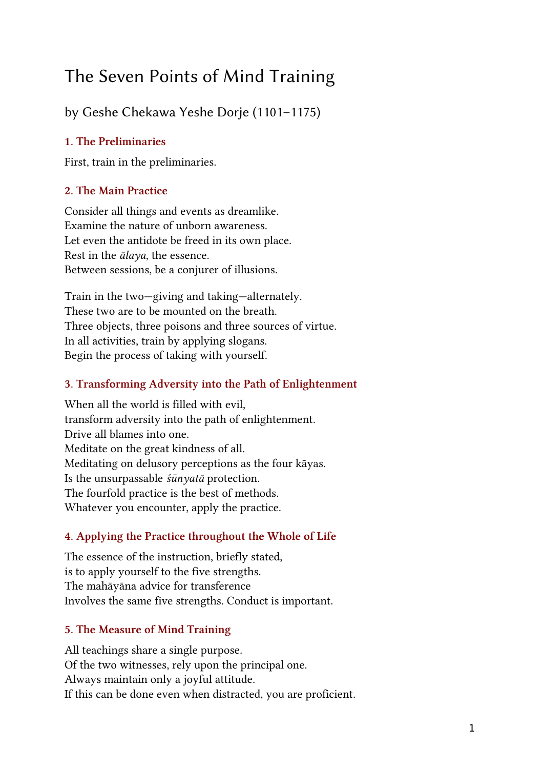# The Seven Points of Mind Training

## by Geshe Chekawa Yeshe Dorje (1101–1175)

### 1. The Preliminaries

First, train in the preliminaries.

### 2. The Main Practice

Consider all things and events as dreamlike.
Examine the nature of unborn awareness.
Let even the antidote be freed in its own place.
Rest in the *ālaya*, the essence.
Between sessions, be a conjurer of illusions.

Train in the two—giving and taking—alternately.
These two are to be mounted on the breath.
Three objects, three poisons and three sources of virtue.
In all activities, train by applying slogans.
Begin the process of taking with yourself.

### 3. Transforming Adversity into the Path of Enlightenment

When all the world is filled with evil,
transform adversity into the path of enlightenment.
Drive all blames into one.
Meditate on the great kindness of all.
Meditating on delusory perceptions as the four kāyas.
Is the unsurpassable *śūnyatā* protection.
The fourfold practice is the best of methods.
Whatever you encounter, apply the practice.

### 4. Applying the Practice throughout the Whole of Life

The essence of the instruction, briefly stated,
is to apply yourself to the five strengths.
The mahāyāna advice for transference
Involves the same five strengths. Conduct is important.

### 5. The Measure of Mind Training

All teachings share a single purpose.
Of the two witnesses, rely upon the principal one.
Always maintain only a joyful attitude.
If this can be done even when distracted, you are proficient.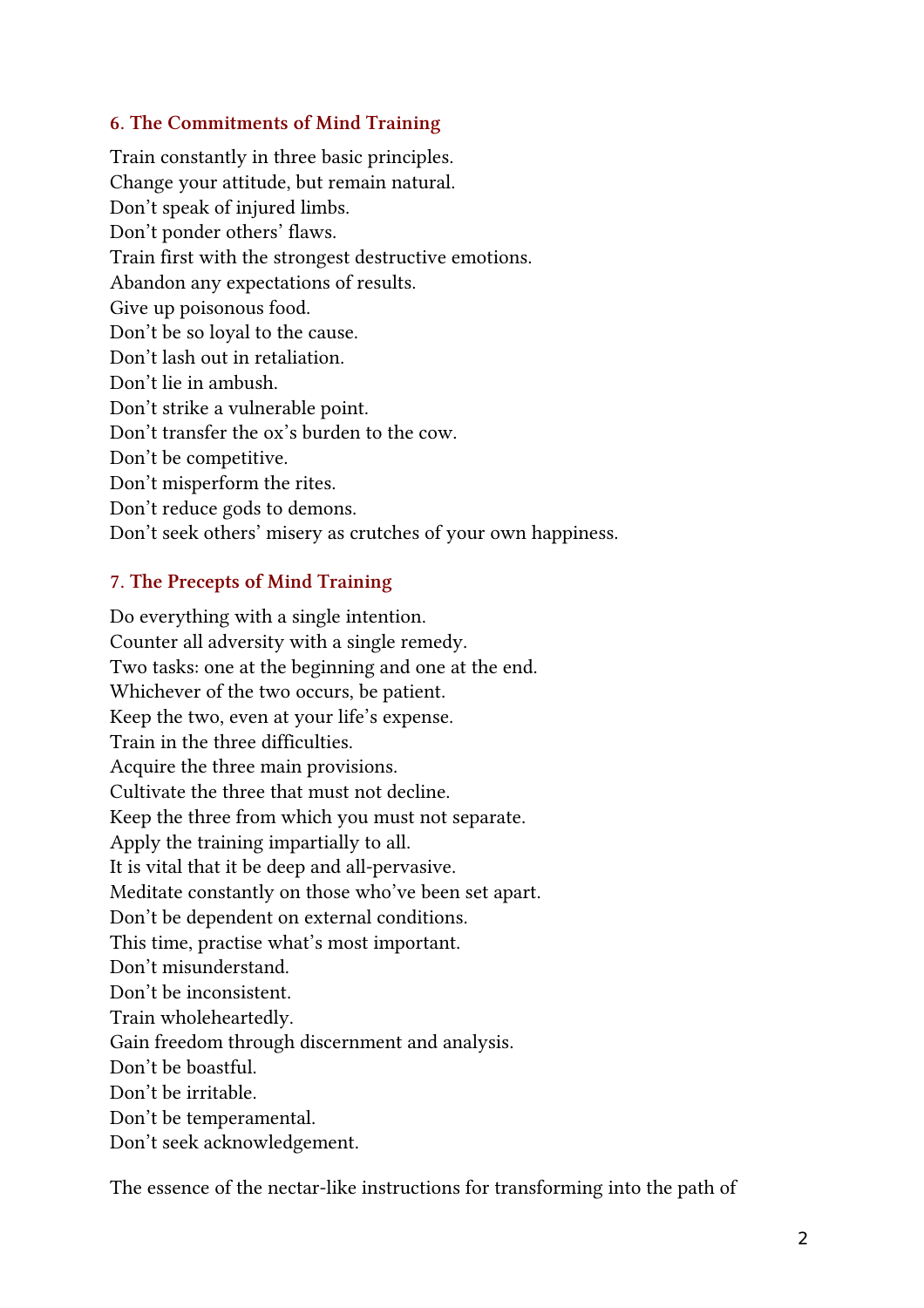### 6. The Commitments of Mind Training

Train constantly in three basic principles.
Change your attitude, but remain natural.
Don't speak of injured limbs.
Don't ponder others' flaws.
Train first with the strongest destructive emotions.
Abandon any expectations of results.
Give up poisonous food.
Don't be so loyal to the cause.
Don't lash out in retaliation.
Don't lie in ambush.
Don't strike a vulnerable point.
Don't transfer the ox's burden to the cow.
Don't be competitive.
Don't misperform the rites.
Don't reduce gods to demons.
Don't seek others' misery as crutches of your own happiness.

### 7. The Precepts of Mind Training

Do everything with a single intention.
Counter all adversity with a single remedy.
Two tasks: one at the beginning and one at the end.
Whichever of the two occurs, be patient.
Keep the two, even at your life's expense.
Train in the three difficulties.
Acquire the three main provisions.
Cultivate the three that must not decline.
Keep the three from which you must not separate.
Apply the training impartially to all.
It is vital that it be deep and all-pervasive.
Meditate constantly on those who've been set apart.
Don't be dependent on external conditions.
This time, practise what's most important.
Don't misunderstand.
Don't be inconsistent.
Train wholeheartedly.
Gain freedom through discernment and analysis.
Don't be boastful.
Don't be irritable.
Don't be temperamental.
Don't seek acknowledgement.

The essence of the nectar-like instructions for transforming into the path of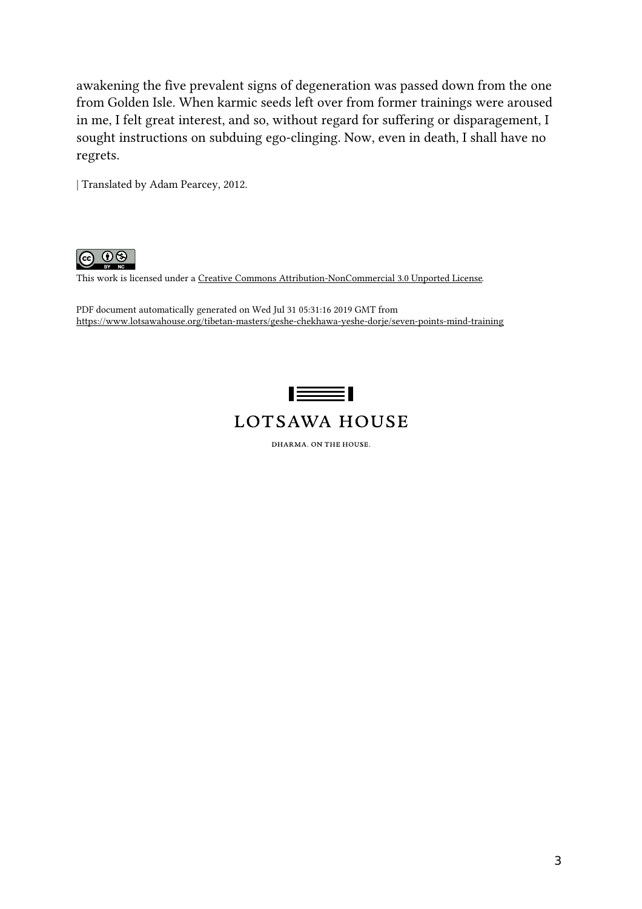awakening the five prevalent signs of degeneration was passed down from the one from Golden Isle. When karmic seeds left over from former trainings were aroused in me, I felt great interest, and so, without regard for suffering or disparagement, I sought instructions on subduing ego-clinging. Now, even in death, I shall have no regrets.

| Translated by Adam Pearcey, 2012.

This work is licensed under a Creative Commons Attribution-NonCommercial 3.0 Unported License.

PDF document automatically generated on Wed Jul 31 05:31:16 2019 GMT from https://www.lotsawahouse.org/tibetan-masters/geshe-chekhawa-yeshe-dorje/seven-points-mind-training

LOTSAWA HOUSE

DHARMA. ON THE HOUSE.